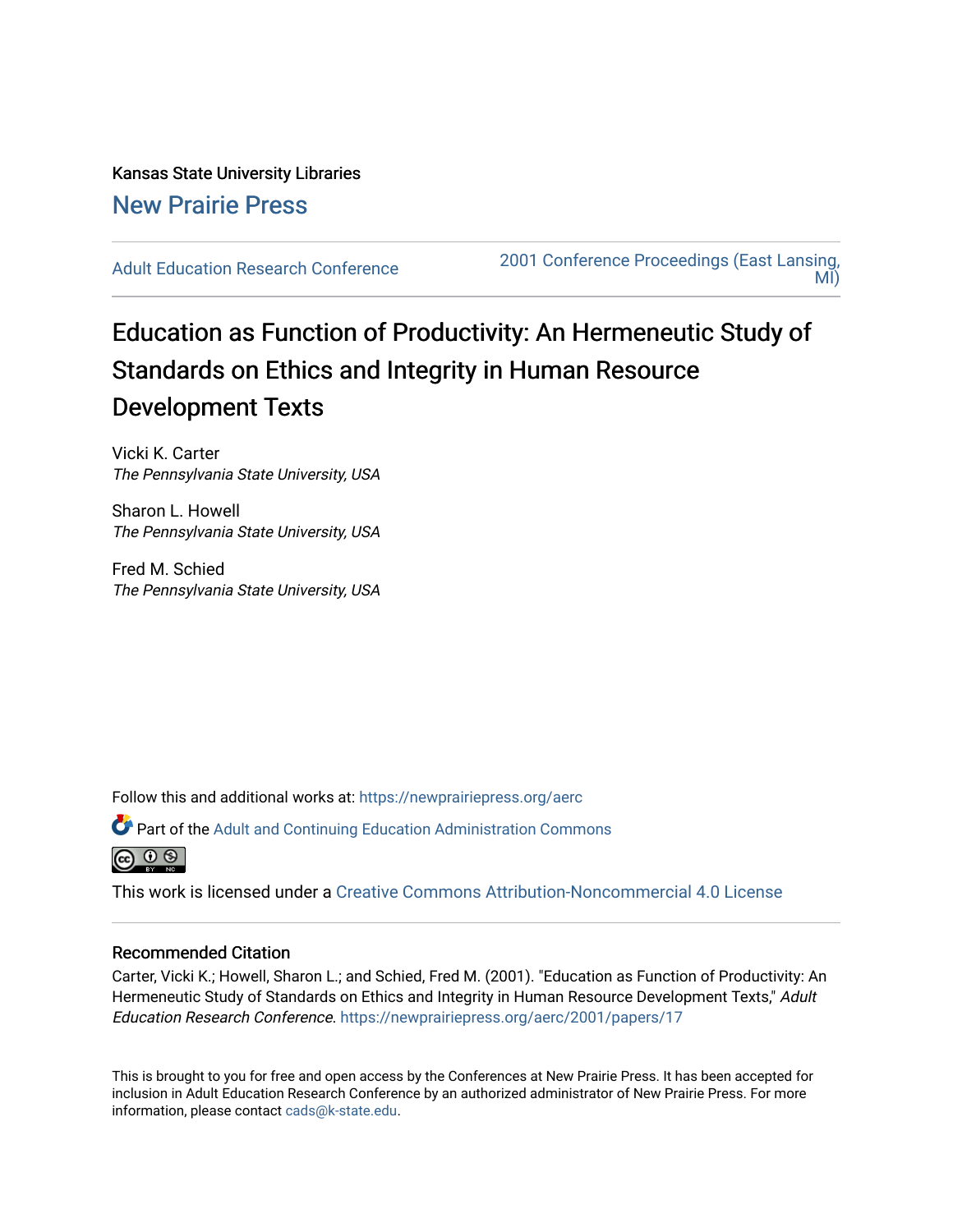Kansas State University Libraries

New Prairie Press

Adult Education Research Conference

2001 Conference Proceedings (East Lansing, MI)

# Education as Function of Productivity: An Hermeneutic Study of Standards on Ethics and Integrity in Human Resource Development Texts

Vicki K. Carter
*The Pennsylvania State University, USA*

Sharon L. Howell
*The Pennsylvania State University, USA*

Fred M. Schied
*The Pennsylvania State University, USA*

Follow this and additional works at: https://newprairiepress.org/aerc

Part of the Adult and Continuing Education Administration Commons

This work is licensed under a Creative Commons Attribution-Noncommercial 4.0 License

## Recommended Citation

Carter, Vicki K.; Howell, Sharon L.; and Schied, Fred M. (2001). "Education as Function of Productivity: An Hermeneutic Study of Standards on Ethics and Integrity in Human Resource Development Texts," *Adult Education Research Conference*. https://newprairiepress.org/aerc/2001/papers/17

This is brought to you for free and open access by the Conferences at New Prairie Press. It has been accepted for inclusion in Adult Education Research Conference by an authorized administrator of New Prairie Press. For more information, please contact cads@k-state.edu.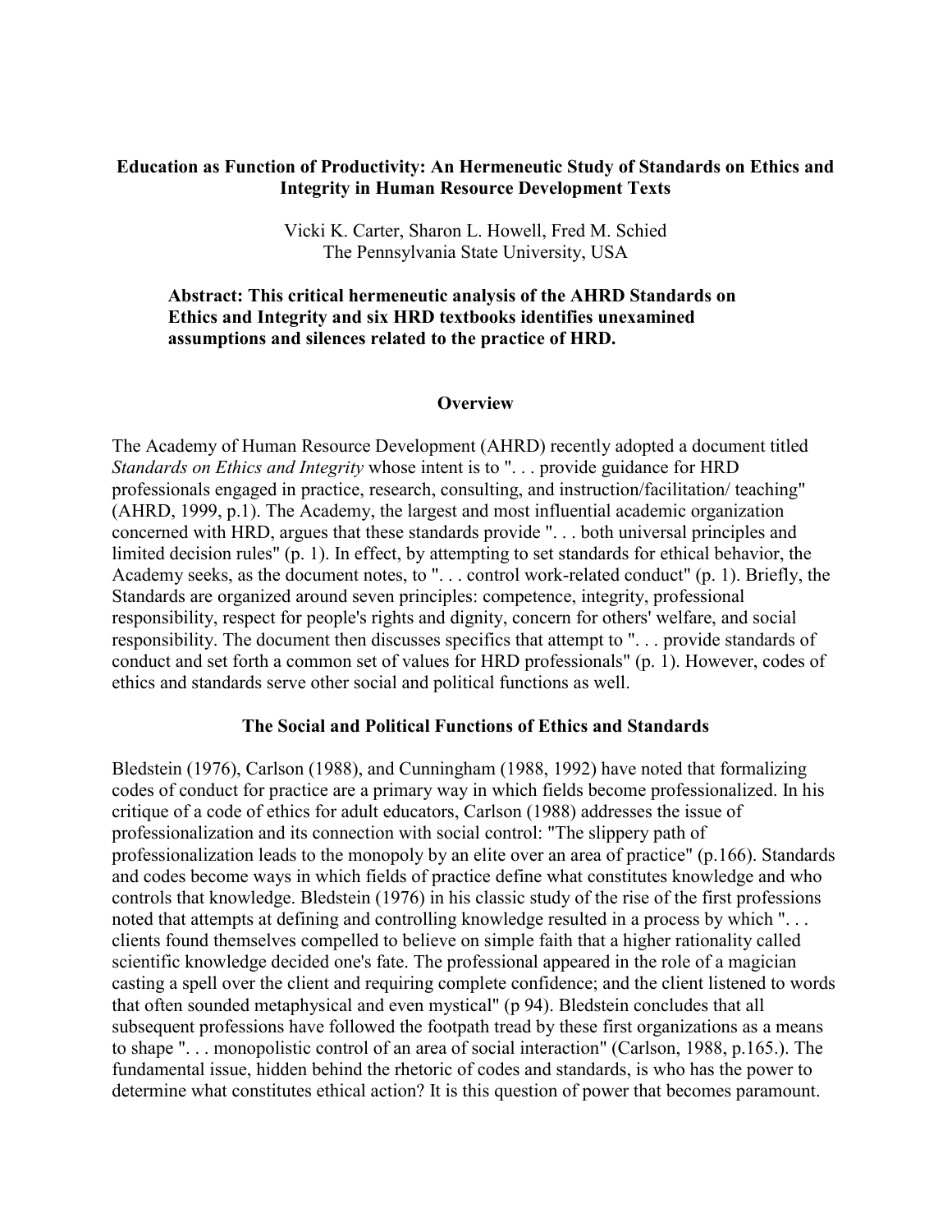**Education as Function of Productivity: An Hermeneutic Study of Standards on Ethics and Integrity in Human Resource Development Texts**

Vicki K. Carter, Sharon L. Howell, Fred M. Schied
The Pennsylvania State University, USA

**Abstract: This critical hermeneutic analysis of the AHRD Standards on Ethics and Integrity and six HRD textbooks identifies unexamined assumptions and silences related to the practice of HRD.**

## Overview

The Academy of Human Resource Development (AHRD) recently adopted a document titled *Standards on Ethics and Integrity* whose intent is to ". . . provide guidance for HRD professionals engaged in practice, research, consulting, and instruction/facilitation/ teaching" (AHRD, 1999, p.1). The Academy, the largest and most influential academic organization concerned with HRD, argues that these standards provide ". . . both universal principles and limited decision rules" (p. 1). In effect, by attempting to set standards for ethical behavior, the Academy seeks, as the document notes, to ". . . control work-related conduct" (p. 1). Briefly, the Standards are organized around seven principles: competence, integrity, professional responsibility, respect for people's rights and dignity, concern for others' welfare, and social responsibility. The document then discusses specifics that attempt to ". . . provide standards of conduct and set forth a common set of values for HRD professionals" (p. 1). However, codes of ethics and standards serve other social and political functions as well.

## The Social and Political Functions of Ethics and Standards

Bledstein (1976), Carlson (1988), and Cunningham (1988, 1992) have noted that formalizing codes of conduct for practice are a primary way in which fields become professionalized. In his critique of a code of ethics for adult educators, Carlson (1988) addresses the issue of professionalization and its connection with social control: "The slippery path of professionalization leads to the monopoly by an elite over an area of practice" (p.166). Standards and codes become ways in which fields of practice define what constitutes knowledge and who controls that knowledge. Bledstein (1976) in his classic study of the rise of the first professions noted that attempts at defining and controlling knowledge resulted in a process by which ". . . clients found themselves compelled to believe on simple faith that a higher rationality called scientific knowledge decided one's fate. The professional appeared in the role of a magician casting a spell over the client and requiring complete confidence; and the client listened to words that often sounded metaphysical and even mystical" (p 94). Bledstein concludes that all subsequent professions have followed the footpath tread by these first organizations as a means to shape ". . . monopolistic control of an area of social interaction" (Carlson, 1988, p.165.). The fundamental issue, hidden behind the rhetoric of codes and standards, is who has the power to determine what constitutes ethical action? It is this question of power that becomes paramount.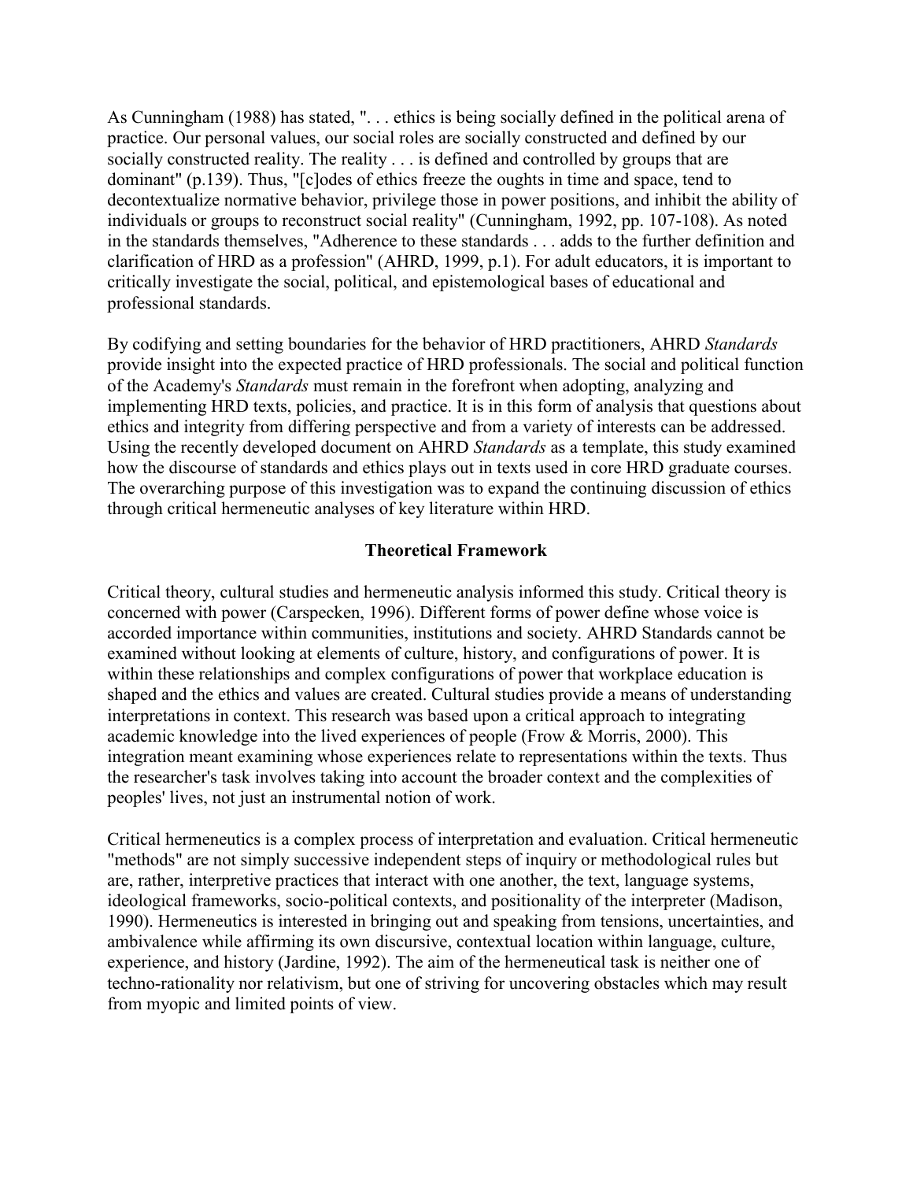As Cunningham (1988) has stated, ". . . ethics is being socially defined in the political arena of practice. Our personal values, our social roles are socially constructed and defined by our socially constructed reality. The reality . . . is defined and controlled by groups that are dominant" (p.139). Thus, "[c]odes of ethics freeze the oughts in time and space, tend to decontextualize normative behavior, privilege those in power positions, and inhibit the ability of individuals or groups to reconstruct social reality" (Cunningham, 1992, pp. 107-108). As noted in the standards themselves, "Adherence to these standards . . . adds to the further definition and clarification of HRD as a profession" (AHRD, 1999, p.1). For adult educators, it is important to critically investigate the social, political, and epistemological bases of educational and professional standards.

By codifying and setting boundaries for the behavior of HRD practitioners, AHRD *Standards* provide insight into the expected practice of HRD professionals. The social and political function of the Academy's *Standards* must remain in the forefront when adopting, analyzing and implementing HRD texts, policies, and practice. It is in this form of analysis that questions about ethics and integrity from differing perspective and from a variety of interests can be addressed. Using the recently developed document on AHRD *Standards* as a template, this study examined how the discourse of standards and ethics plays out in texts used in core HRD graduate courses. The overarching purpose of this investigation was to expand the continuing discussion of ethics through critical hermeneutic analyses of key literature within HRD.

## Theoretical Framework

Critical theory, cultural studies and hermeneutic analysis informed this study. Critical theory is concerned with power (Carspecken, 1996). Different forms of power define whose voice is accorded importance within communities, institutions and society. AHRD Standards cannot be examined without looking at elements of culture, history, and configurations of power. It is within these relationships and complex configurations of power that workplace education is shaped and the ethics and values are created. Cultural studies provide a means of understanding interpretations in context. This research was based upon a critical approach to integrating academic knowledge into the lived experiences of people (Frow & Morris, 2000). This integration meant examining whose experiences relate to representations within the texts. Thus the researcher's task involves taking into account the broader context and the complexities of peoples' lives, not just an instrumental notion of work.

Critical hermeneutics is a complex process of interpretation and evaluation. Critical hermeneutic "methods" are not simply successive independent steps of inquiry or methodological rules but are, rather, interpretive practices that interact with one another, the text, language systems, ideological frameworks, socio-political contexts, and positionality of the interpreter (Madison, 1990). Hermeneutics is interested in bringing out and speaking from tensions, uncertainties, and ambivalence while affirming its own discursive, contextual location within language, culture, experience, and history (Jardine, 1992). The aim of the hermeneutical task is neither one of techno-rationality nor relativism, but one of striving for uncovering obstacles which may result from myopic and limited points of view.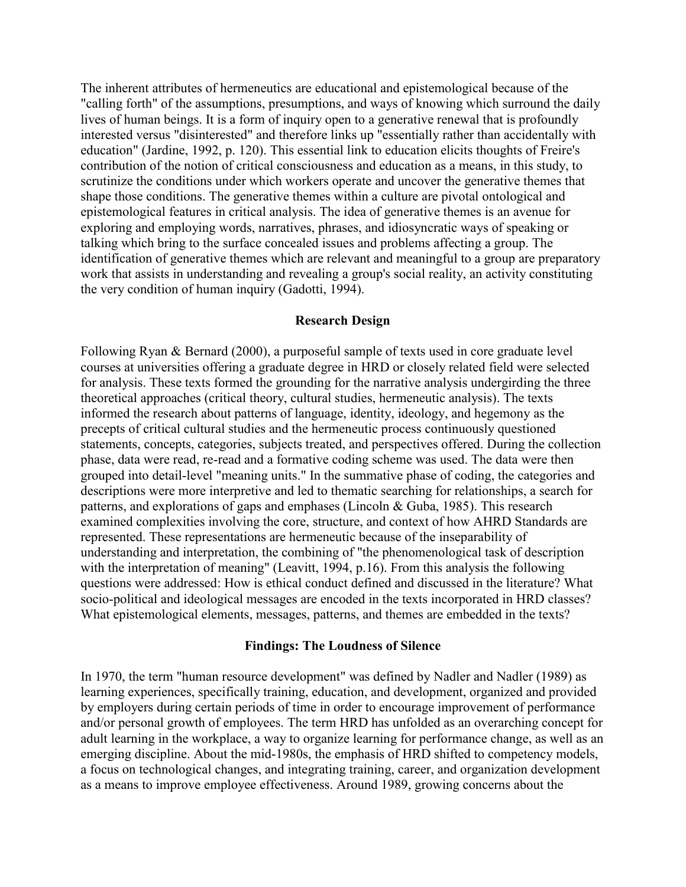The inherent attributes of hermeneutics are educational and epistemological because of the "calling forth" of the assumptions, presumptions, and ways of knowing which surround the daily lives of human beings. It is a form of inquiry open to a generative renewal that is profoundly interested versus "disinterested" and therefore links up "essentially rather than accidentally with education" (Jardine, 1992, p. 120). This essential link to education elicits thoughts of Freire's contribution of the notion of critical consciousness and education as a means, in this study, to scrutinize the conditions under which workers operate and uncover the generative themes that shape those conditions. The generative themes within a culture are pivotal ontological and epistemological features in critical analysis. The idea of generative themes is an avenue for exploring and employing words, narratives, phrases, and idiosyncratic ways of speaking or talking which bring to the surface concealed issues and problems affecting a group. The identification of generative themes which are relevant and meaningful to a group are preparatory work that assists in understanding and revealing a group's social reality, an activity constituting the very condition of human inquiry (Gadotti, 1994).

## Research Design

Following Ryan & Bernard (2000), a purposeful sample of texts used in core graduate level courses at universities offering a graduate degree in HRD or closely related field were selected for analysis. These texts formed the grounding for the narrative analysis undergirding the three theoretical approaches (critical theory, cultural studies, hermeneutic analysis). The texts informed the research about patterns of language, identity, ideology, and hegemony as the precepts of critical cultural studies and the hermeneutic process continuously questioned statements, concepts, categories, subjects treated, and perspectives offered. During the collection phase, data were read, re-read and a formative coding scheme was used. The data were then grouped into detail-level "meaning units." In the summative phase of coding, the categories and descriptions were more interpretive and led to thematic searching for relationships, a search for patterns, and explorations of gaps and emphases (Lincoln & Guba, 1985). This research examined complexities involving the core, structure, and context of how AHRD Standards are represented. These representations are hermeneutic because of the inseparability of understanding and interpretation, the combining of "the phenomenological task of description with the interpretation of meaning" (Leavitt, 1994, p.16). From this analysis the following questions were addressed: How is ethical conduct defined and discussed in the literature? What socio-political and ideological messages are encoded in the texts incorporated in HRD classes? What epistemological elements, messages, patterns, and themes are embedded in the texts?

## Findings: The Loudness of Silence

In 1970, the term "human resource development" was defined by Nadler and Nadler (1989) as learning experiences, specifically training, education, and development, organized and provided by employers during certain periods of time in order to encourage improvement of performance and/or personal growth of employees. The term HRD has unfolded as an overarching concept for adult learning in the workplace, a way to organize learning for performance change, as well as an emerging discipline. About the mid-1980s, the emphasis of HRD shifted to competency models, a focus on technological changes, and integrating training, career, and organization development as a means to improve employee effectiveness. Around 1989, growing concerns about the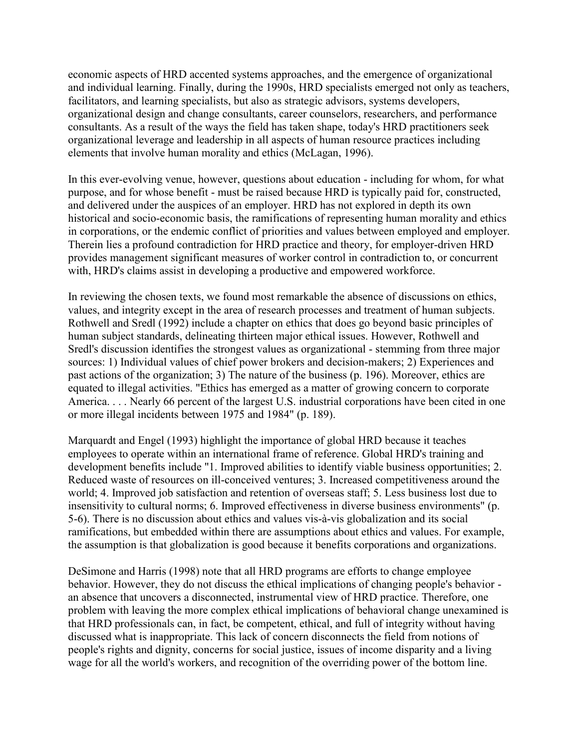economic aspects of HRD accented systems approaches, and the emergence of organizational and individual learning. Finally, during the 1990s, HRD specialists emerged not only as teachers, facilitators, and learning specialists, but also as strategic advisors, systems developers, organizational design and change consultants, career counselors, researchers, and performance consultants. As a result of the ways the field has taken shape, today's HRD practitioners seek organizational leverage and leadership in all aspects of human resource practices including elements that involve human morality and ethics (McLagan, 1996).

In this ever-evolving venue, however, questions about education - including for whom, for what purpose, and for whose benefit - must be raised because HRD is typically paid for, constructed, and delivered under the auspices of an employer. HRD has not explored in depth its own historical and socio-economic basis, the ramifications of representing human morality and ethics in corporations, or the endemic conflict of priorities and values between employed and employer. Therein lies a profound contradiction for HRD practice and theory, for employer-driven HRD provides management significant measures of worker control in contradiction to, or concurrent with, HRD's claims assist in developing a productive and empowered workforce.

In reviewing the chosen texts, we found most remarkable the absence of discussions on ethics, values, and integrity except in the area of research processes and treatment of human subjects. Rothwell and Sredl (1992) include a chapter on ethics that does go beyond basic principles of human subject standards, delineating thirteen major ethical issues. However, Rothwell and Sredl's discussion identifies the strongest values as organizational - stemming from three major sources: 1) Individual values of chief power brokers and decision-makers; 2) Experiences and past actions of the organization; 3) The nature of the business (p. 196). Moreover, ethics are equated to illegal activities. "Ethics has emerged as a matter of growing concern to corporate America. . . . Nearly 66 percent of the largest U.S. industrial corporations have been cited in one or more illegal incidents between 1975 and 1984" (p. 189).

Marquardt and Engel (1993) highlight the importance of global HRD because it teaches employees to operate within an international frame of reference. Global HRD's training and development benefits include "1. Improved abilities to identify viable business opportunities; 2. Reduced waste of resources on ill-conceived ventures; 3. Increased competitiveness around the world; 4. Improved job satisfaction and retention of overseas staff; 5. Less business lost due to insensitivity to cultural norms; 6. Improved effectiveness in diverse business environments" (p. 5-6). There is no discussion about ethics and values vis-à-vis globalization and its social ramifications, but embedded within there are assumptions about ethics and values. For example, the assumption is that globalization is good because it benefits corporations and organizations.

DeSimone and Harris (1998) note that all HRD programs are efforts to change employee behavior. However, they do not discuss the ethical implications of changing people's behavior - an absence that uncovers a disconnected, instrumental view of HRD practice. Therefore, one problem with leaving the more complex ethical implications of behavioral change unexamined is that HRD professionals can, in fact, be competent, ethical, and full of integrity without having discussed what is inappropriate. This lack of concern disconnects the field from notions of people's rights and dignity, concerns for social justice, issues of income disparity and a living wage for all the world's workers, and recognition of the overriding power of the bottom line.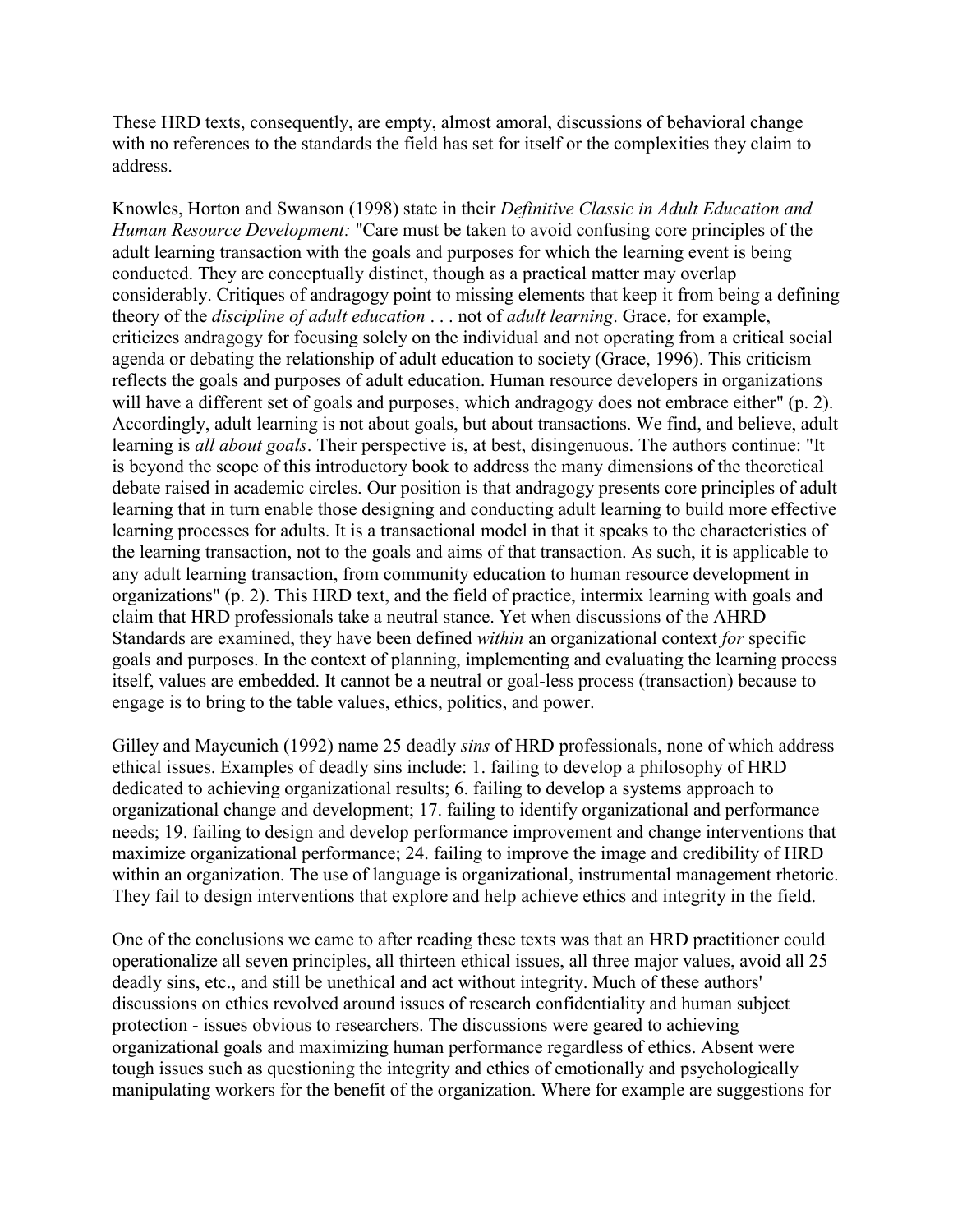These HRD texts, consequently, are empty, almost amoral, discussions of behavioral change with no references to the standards the field has set for itself or the complexities they claim to address.

Knowles, Horton and Swanson (1998) state in their *Definitive Classic in Adult Education and Human Resource Development:* "Care must be taken to avoid confusing core principles of the adult learning transaction with the goals and purposes for which the learning event is being conducted. They are conceptually distinct, though as a practical matter may overlap considerably. Critiques of andragogy point to missing elements that keep it from being a defining theory of the *discipline of adult education* . . . not of *adult learning*. Grace, for example, criticizes andragogy for focusing solely on the individual and not operating from a critical social agenda or debating the relationship of adult education to society (Grace, 1996). This criticism reflects the goals and purposes of adult education. Human resource developers in organizations will have a different set of goals and purposes, which andragogy does not embrace either" (p. 2). Accordingly, adult learning is not about goals, but about transactions. We find, and believe, adult learning is *all about goals*. Their perspective is, at best, disingenuous. The authors continue: "It is beyond the scope of this introductory book to address the many dimensions of the theoretical debate raised in academic circles. Our position is that andragogy presents core principles of adult learning that in turn enable those designing and conducting adult learning to build more effective learning processes for adults. It is a transactional model in that it speaks to the characteristics of the learning transaction, not to the goals and aims of that transaction. As such, it is applicable to any adult learning transaction, from community education to human resource development in organizations" (p. 2). This HRD text, and the field of practice, intermix learning with goals and claim that HRD professionals take a neutral stance. Yet when discussions of the AHRD Standards are examined, they have been defined *within* an organizational context *for* specific goals and purposes. In the context of planning, implementing and evaluating the learning process itself, values are embedded. It cannot be a neutral or goal-less process (transaction) because to engage is to bring to the table values, ethics, politics, and power.

Gilley and Maycunich (1992) name 25 deadly *sins* of HRD professionals, none of which address ethical issues. Examples of deadly sins include: 1. failing to develop a philosophy of HRD dedicated to achieving organizational results; 6. failing to develop a systems approach to organizational change and development; 17. failing to identify organizational and performance needs; 19. failing to design and develop performance improvement and change interventions that maximize organizational performance; 24. failing to improve the image and credibility of HRD within an organization. The use of language is organizational, instrumental management rhetoric. They fail to design interventions that explore and help achieve ethics and integrity in the field.

One of the conclusions we came to after reading these texts was that an HRD practitioner could operationalize all seven principles, all thirteen ethical issues, all three major values, avoid all 25 deadly sins, etc., and still be unethical and act without integrity. Much of these authors' discussions on ethics revolved around issues of research confidentiality and human subject protection - issues obvious to researchers. The discussions were geared to achieving organizational goals and maximizing human performance regardless of ethics. Absent were tough issues such as questioning the integrity and ethics of emotionally and psychologically manipulating workers for the benefit of the organization. Where for example are suggestions for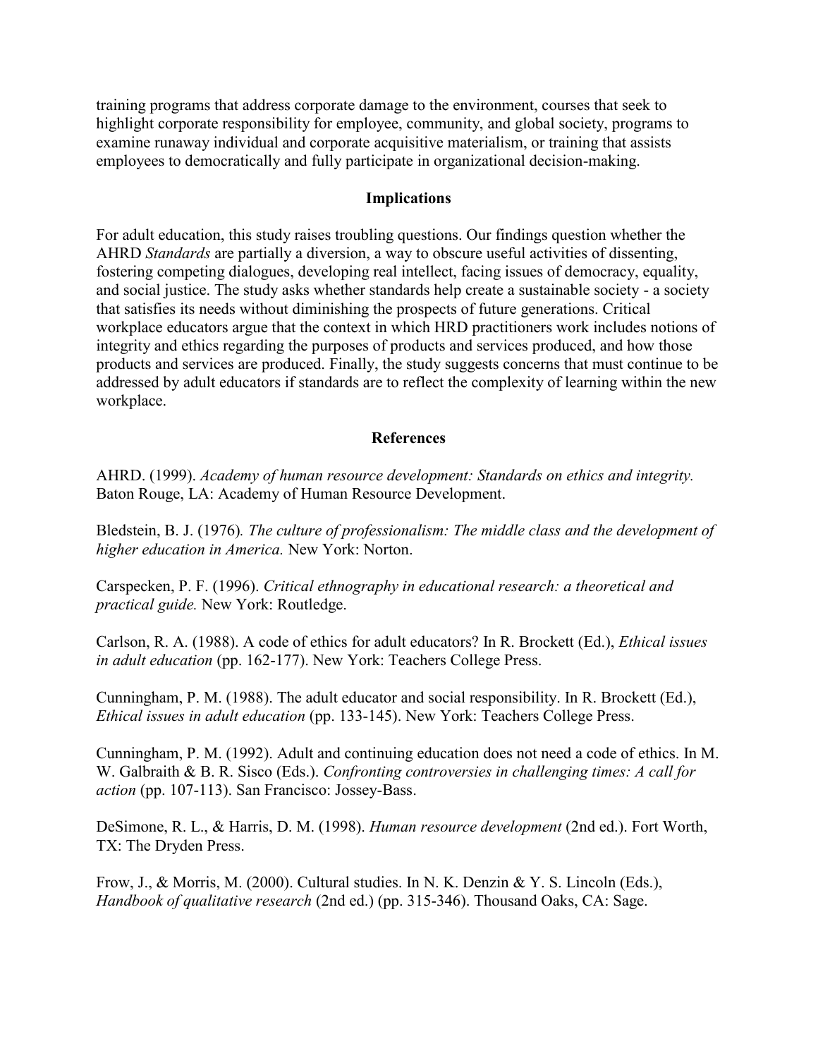training programs that address corporate damage to the environment, courses that seek to highlight corporate responsibility for employee, community, and global society, programs to examine runaway individual and corporate acquisitive materialism, or training that assists employees to democratically and fully participate in organizational decision-making.

## Implications

For adult education, this study raises troubling questions. Our findings question whether the AHRD *Standards* are partially a diversion, a way to obscure useful activities of dissenting, fostering competing dialogues, developing real intellect, facing issues of democracy, equality, and social justice. The study asks whether standards help create a sustainable society - a society that satisfies its needs without diminishing the prospects of future generations. Critical workplace educators argue that the context in which HRD practitioners work includes notions of integrity and ethics regarding the purposes of products and services produced, and how those products and services are produced. Finally, the study suggests concerns that must continue to be addressed by adult educators if standards are to reflect the complexity of learning within the new workplace.

## References

AHRD. (1999). *Academy of human resource development: Standards on ethics and integrity.* Baton Rouge, LA: Academy of Human Resource Development.

Bledstein, B. J. (1976). *The culture of professionalism: The middle class and the development of higher education in America.* New York: Norton.

Carspecken, P. F. (1996). *Critical ethnography in educational research: a theoretical and practical guide.* New York: Routledge.

Carlson, R. A. (1988). A code of ethics for adult educators? In R. Brockett (Ed.), *Ethical issues in adult education* (pp. 162-177). New York: Teachers College Press.

Cunningham, P. M. (1988). The adult educator and social responsibility. In R. Brockett (Ed.), *Ethical issues in adult education* (pp. 133-145). New York: Teachers College Press.

Cunningham, P. M. (1992). Adult and continuing education does not need a code of ethics. In M. W. Galbraith & B. R. Sisco (Eds.). *Confronting controversies in challenging times: A call for action* (pp. 107-113). San Francisco: Jossey-Bass.

DeSimone, R. L., & Harris, D. M. (1998). *Human resource development* (2nd ed.). Fort Worth, TX: The Dryden Press.

Frow, J., & Morris, M. (2000). Cultural studies. In N. K. Denzin & Y. S. Lincoln (Eds.), *Handbook of qualitative research* (2nd ed.) (pp. 315-346). Thousand Oaks, CA: Sage.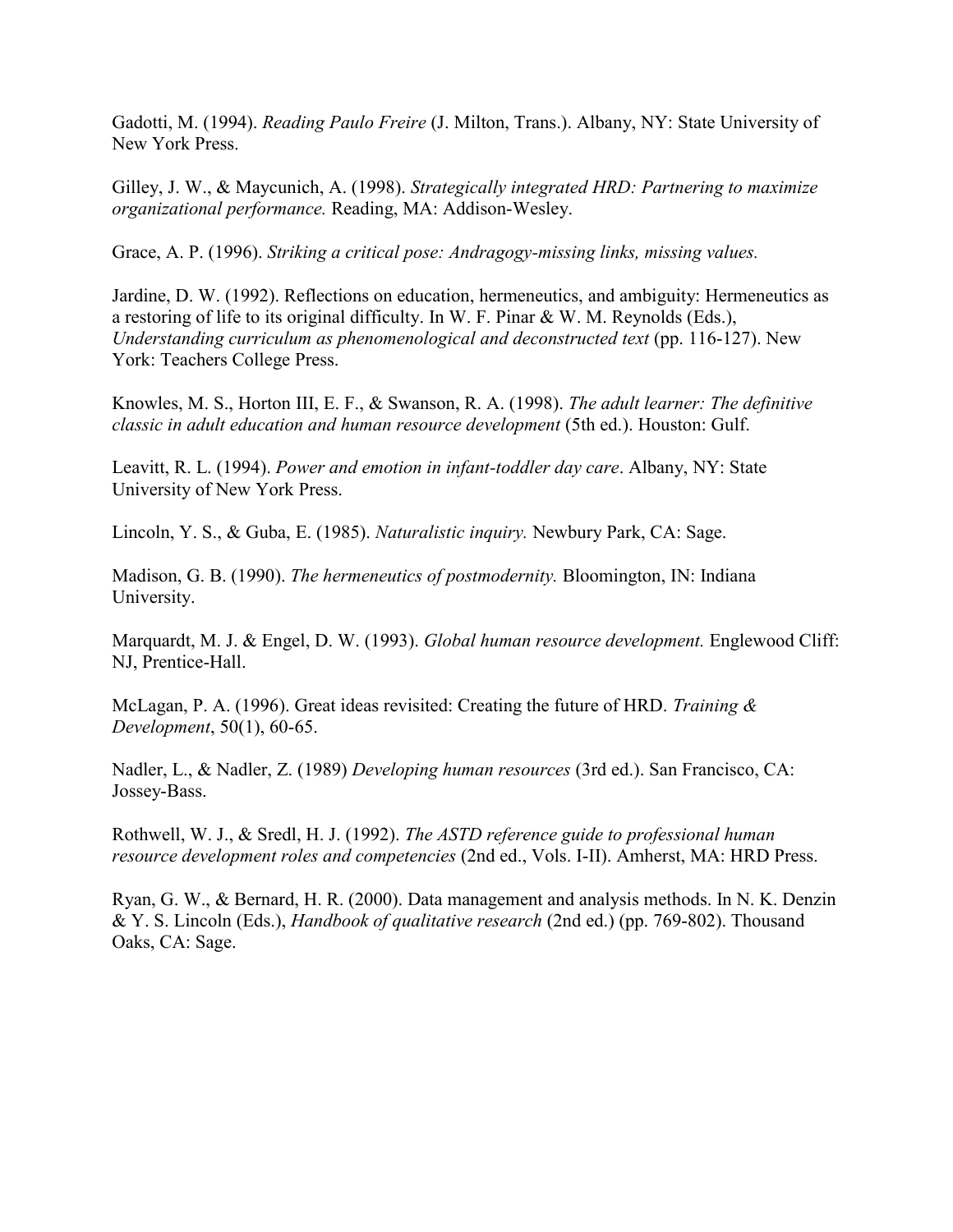Gadotti, M. (1994). *Reading Paulo Freire* (J. Milton, Trans.). Albany, NY: State University of New York Press.

Gilley, J. W., & Maycunich, A. (1998). *Strategically integrated HRD: Partnering to maximize organizational performance.* Reading, MA: Addison-Wesley.

Grace, A. P. (1996). *Striking a critical pose: Andragogy-missing links, missing values.*

Jardine, D. W. (1992). Reflections on education, hermeneutics, and ambiguity: Hermeneutics as a restoring of life to its original difficulty. In W. F. Pinar & W. M. Reynolds (Eds.), *Understanding curriculum as phenomenological and deconstructed text* (pp. 116-127). New York: Teachers College Press.

Knowles, M. S., Horton III, E. F., & Swanson, R. A. (1998). *The adult learner: The definitive classic in adult education and human resource development* (5th ed.). Houston: Gulf.

Leavitt, R. L. (1994). *Power and emotion in infant-toddler day care*. Albany, NY: State University of New York Press.

Lincoln, Y. S., & Guba, E. (1985). *Naturalistic inquiry.* Newbury Park, CA: Sage.

Madison, G. B. (1990). *The hermeneutics of postmodernity.* Bloomington, IN: Indiana University.

Marquardt, M. J. & Engel, D. W. (1993). *Global human resource development.* Englewood Cliff: NJ, Prentice-Hall.

McLagan, P. A. (1996). Great ideas revisited: Creating the future of HRD. *Training & Development*, 50(1), 60-65.

Nadler, L., & Nadler, Z. (1989) *Developing human resources* (3rd ed.). San Francisco, CA: Jossey-Bass.

Rothwell, W. J., & Sredl, H. J. (1992). *The ASTD reference guide to professional human resource development roles and competencies* (2nd ed., Vols. I-II). Amherst, MA: HRD Press.

Ryan, G. W., & Bernard, H. R. (2000). Data management and analysis methods. In N. K. Denzin & Y. S. Lincoln (Eds.), *Handbook of qualitative research* (2nd ed.) (pp. 769-802). Thousand Oaks, CA: Sage.